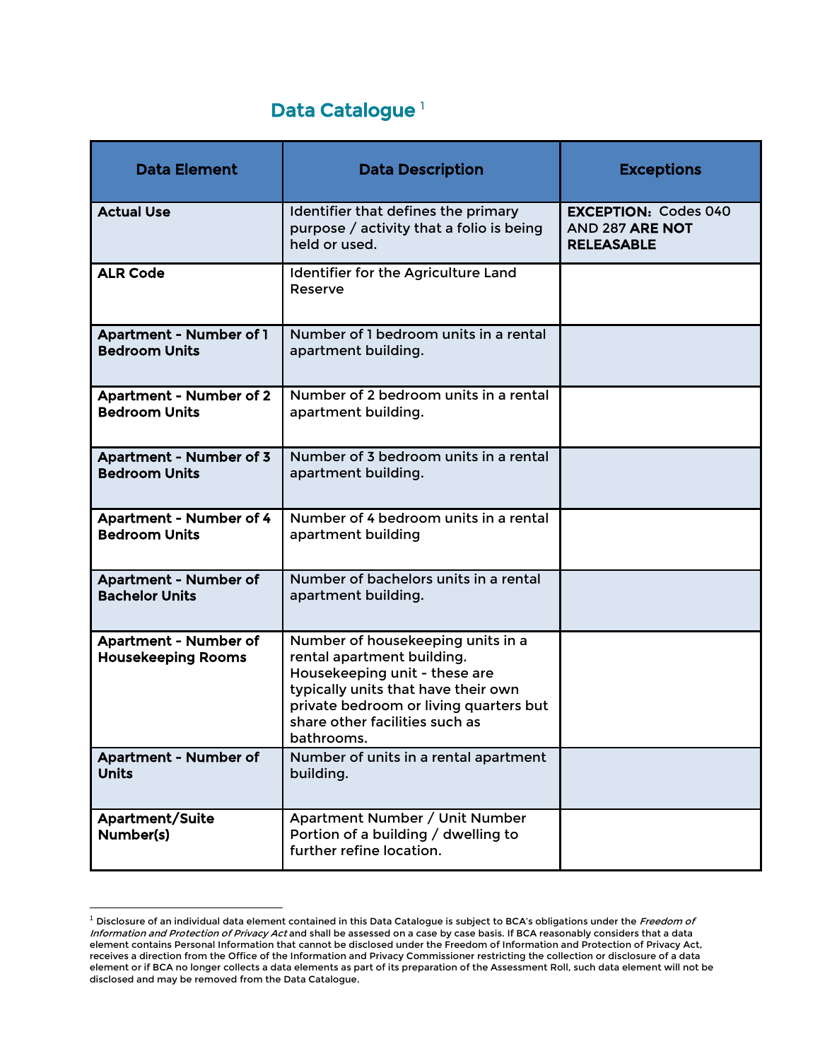# Data Catalogue [1]

| Data Element | Data Description | Exceptions |
| --- | --- | --- |
| **Actual Use** | Identifier that defines the primary purpose / activity that a folio is being held or used. | **EXCEPTION:** Codes 040 AND 287 **ARE NOT RELEASABLE** |
| **ALR Code** | Identifier for the Agriculture Land Reserve | |
| **Apartment - Number of 1 Bedroom Units** | Number of 1 bedroom units in a rental apartment building. | |
| **Apartment - Number of 2 Bedroom Units** | Number of 2 bedroom units in a rental apartment building. | |
| **Apartment - Number of 3 Bedroom Units** | Number of 3 bedroom units in a rental apartment building. | |
| **Apartment - Number of 4 Bedroom Units** | Number of 4 bedroom units in a rental apartment building | |
| **Apartment - Number of Bachelor Units** | Number of bachelors units in a rental apartment building. | |
| **Apartment - Number of Housekeeping Rooms** | Number of housekeeping units in a rental apartment building. Housekeeping unit - these are typically units that have their own private bedroom or living quarters but share other facilities such as bathrooms. | |
| **Apartment - Number of Units** | Number of units in a rental apartment building. | |
| **Apartment/Suite Number(s)** | Apartment Number / Unit Number Portion of a building / dwelling to further refine location. | |

[1] Disclosure of an individual data element contained in this Data Catalogue is subject to BCA's obligations under the *Freedom of Information and Protection of Privacy Act* and shall be assessed on a case by case basis. If BCA reasonably considers that a data element contains Personal Information that cannot be disclosed under the Freedom of Information and Protection of Privacy Act, receives a direction from the Office of the Information and Privacy Commissioner restricting the collection or disclosure of a data element or if BCA no longer collects a data elements as part of its preparation of the Assessment Roll, such data element will not be disclosed and may be removed from the Data Catalogue.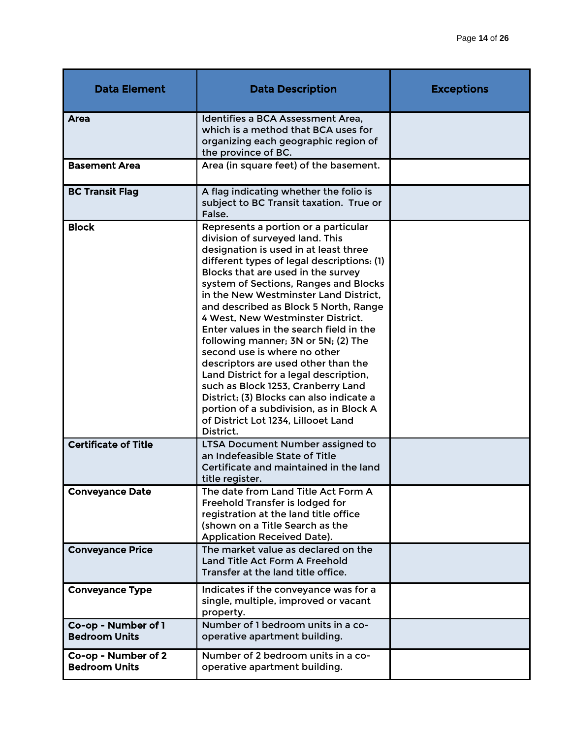| Data Element | Data Description | Exceptions |
|---|---|---|
| **Area** | Identifies a BCA Assessment Area, which is a method that BCA uses for organizing each geographic region of the province of BC. | |
| **Basement Area** | Area (in square feet) of the basement. | |
| **BC Transit Flag** | A flag indicating whether the folio is subject to BC Transit taxation. True or False. | |
| **Block** | Represents a portion or a particular division of surveyed land. This designation is used in at least three different types of legal descriptions: (1) Blocks that are used in the survey system of Sections, Ranges and Blocks in the New Westminster Land District, and described as Block 5 North, Range 4 West, New Westminster District. Enter values in the search field in the following manner; 3N or 5N; (2) The second use is where no other descriptors are used other than the Land District for a legal description, such as Block 1253, Cranberry Land District; (3) Blocks can also indicate a portion of a subdivision, as in Block A of District Lot 1234, Lillooet Land District. | |
| **Certificate of Title** | LTSA Document Number assigned to an Indefeasible State of Title Certificate and maintained in the land title register. | |
| **Conveyance Date** | The date from Land Title Act Form A Freehold Transfer is lodged for registration at the land title office (shown on a Title Search as the Application Received Date). | |
| **Conveyance Price** | The market value as declared on the Land Title Act Form A Freehold Transfer at the land title office. | |
| **Conveyance Type** | Indicates if the conveyance was for a single, multiple, improved or vacant property. | |
| **Co-op - Number of 1 Bedroom Units** | Number of 1 bedroom units in a co-operative apartment building. | |
| **Co-op - Number of 2 Bedroom Units** | Number of 2 bedroom units in a co-operative apartment building. | |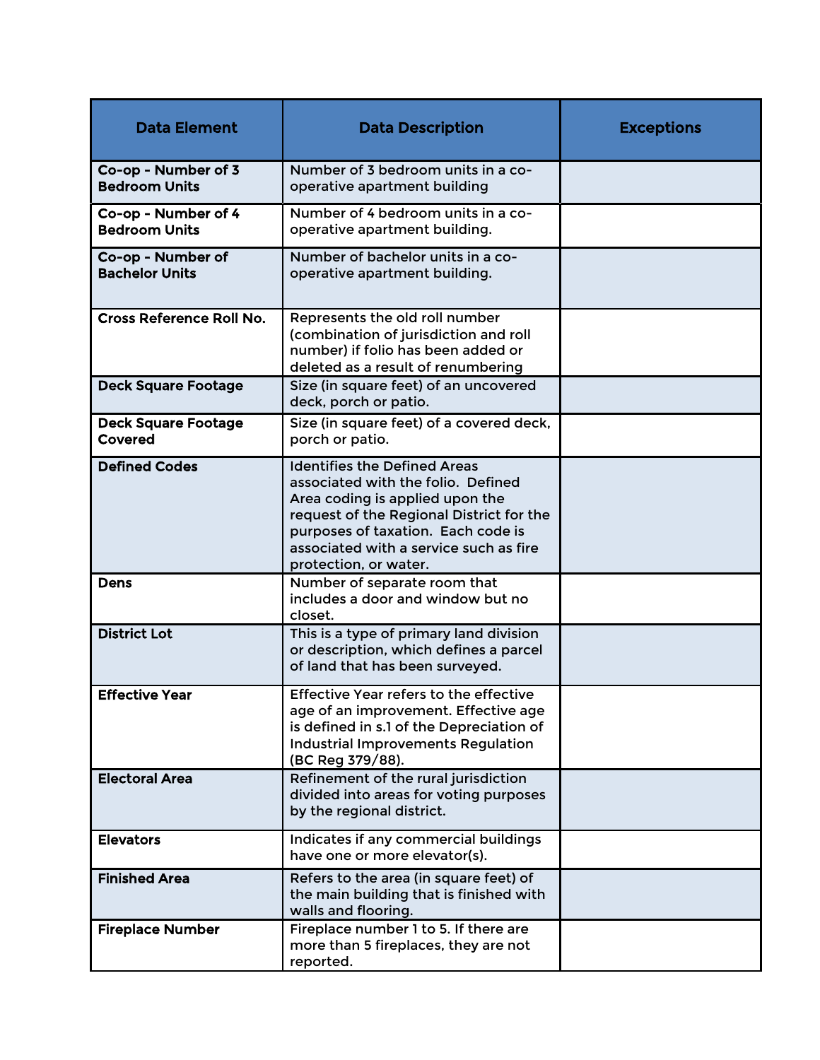| Data Element | Data Description | Exceptions |
|---|---|---|
| **Co-op - Number of 3 Bedroom Units** | Number of 3 bedroom units in a co-operative apartment building | |
| **Co-op - Number of 4 Bedroom Units** | Number of 4 bedroom units in a co-operative apartment building. | |
| **Co-op - Number of Bachelor Units** | Number of bachelor units in a co-operative apartment building. | |
| **Cross Reference Roll No.** | Represents the old roll number (combination of jurisdiction and roll number) if folio has been added or deleted as a result of renumbering | |
| **Deck Square Footage** | Size (in square feet) of an uncovered deck, porch or patio. | |
| **Deck Square Footage Covered** | Size (in square feet) of a covered deck, porch or patio. | |
| **Defined Codes** | Identifies the Defined Areas associated with the folio. Defined Area coding is applied upon the request of the Regional District for the purposes of taxation. Each code is associated with a service such as fire protection, or water. | |
| **Dens** | Number of separate room that includes a door and window but no closet. | |
| **District Lot** | This is a type of primary land division or description, which defines a parcel of land that has been surveyed. | |
| **Effective Year** | Effective Year refers to the effective age of an improvement. Effective age is defined in s.1 of the Depreciation of Industrial Improvements Regulation (BC Reg 379/88). | |
| **Electoral Area** | Refinement of the rural jurisdiction divided into areas for voting purposes by the regional district. | |
| **Elevators** | Indicates if any commercial buildings have one or more elevator(s). | |
| **Finished Area** | Refers to the area (in square feet) of the main building that is finished with walls and flooring. | |
| **Fireplace Number** | Fireplace number 1 to 5. If there are more than 5 fireplaces, they are not reported. | |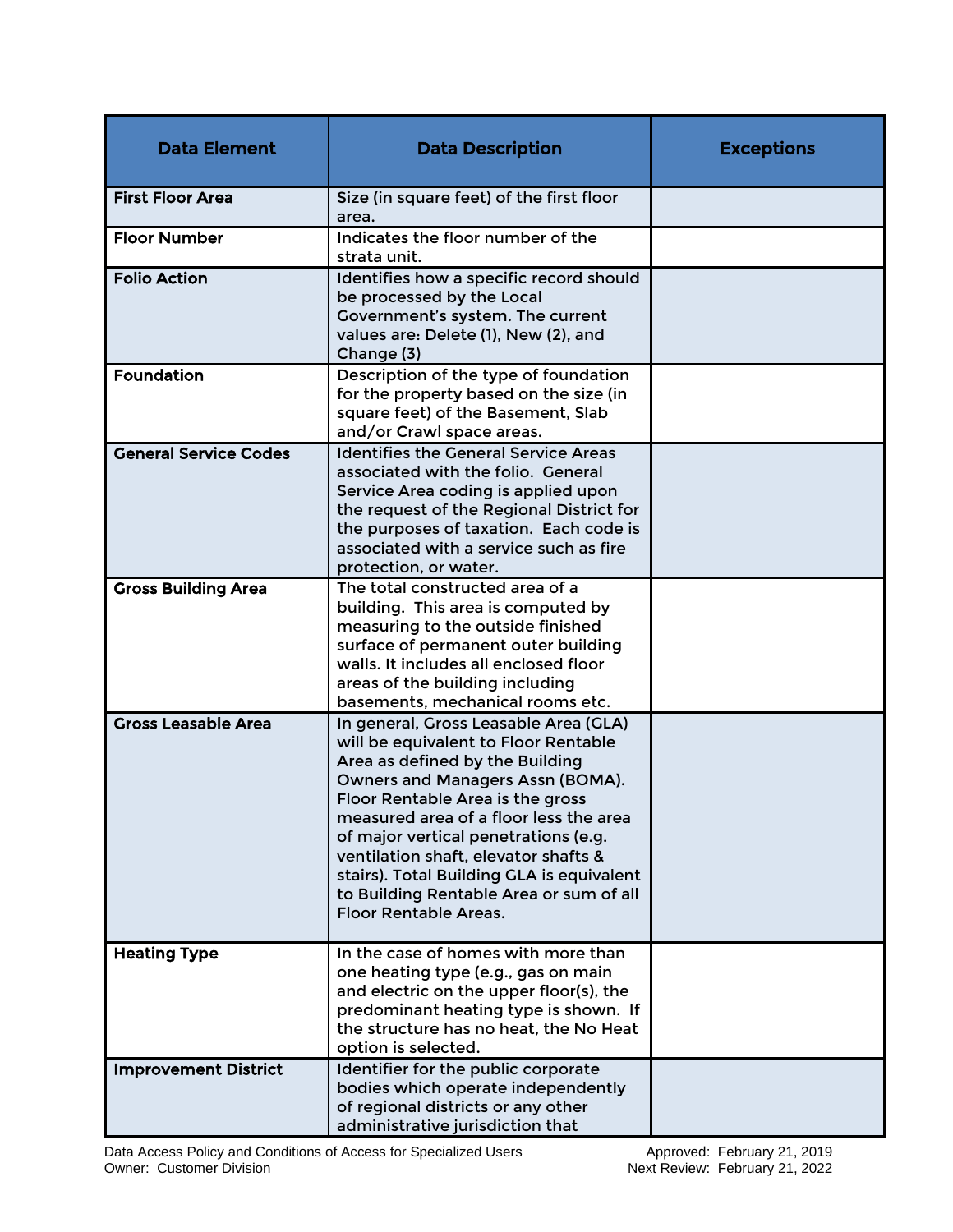| Data Element | Data Description | Exceptions |
|---|---|---|
| **First Floor Area** | Size (in square feet) of the first floor area. | |
| **Floor Number** | Indicates the floor number of the strata unit. | |
| **Folio Action** | Identifies how a specific record should be processed by the Local Government's system. The current values are: Delete (1), New (2), and Change (3) | |
| **Foundation** | Description of the type of foundation for the property based on the size (in square feet) of the Basement, Slab and/or Crawl space areas. | |
| **General Service Codes** | Identifies the General Service Areas associated with the folio. General Service Area coding is applied upon the request of the Regional District for the purposes of taxation. Each code is associated with a service such as fire protection, or water. | |
| **Gross Building Area** | The total constructed area of a building. This area is computed by measuring to the outside finished surface of permanent outer building walls. It includes all enclosed floor areas of the building including basements, mechanical rooms etc. | |
| **Gross Leasable Area** | In general, Gross Leasable Area (GLA) will be equivalent to Floor Rentable Area as defined by the Building Owners and Managers Assn (BOMA). Floor Rentable Area is the gross measured area of a floor less the area of major vertical penetrations (e.g. ventilation shaft, elevator shafts & stairs). Total Building GLA is equivalent to Building Rentable Area or sum of all Floor Rentable Areas. | |
| **Heating Type** | In the case of homes with more than one heating type (e.g., gas on main and electric on the upper floor(s), the predominant heating type is shown. If the structure has no heat, the No Heat option is selected. | |
| **Improvement District** | Identifier for the public corporate bodies which operate independently of regional districts or any other administrative jurisdiction that | |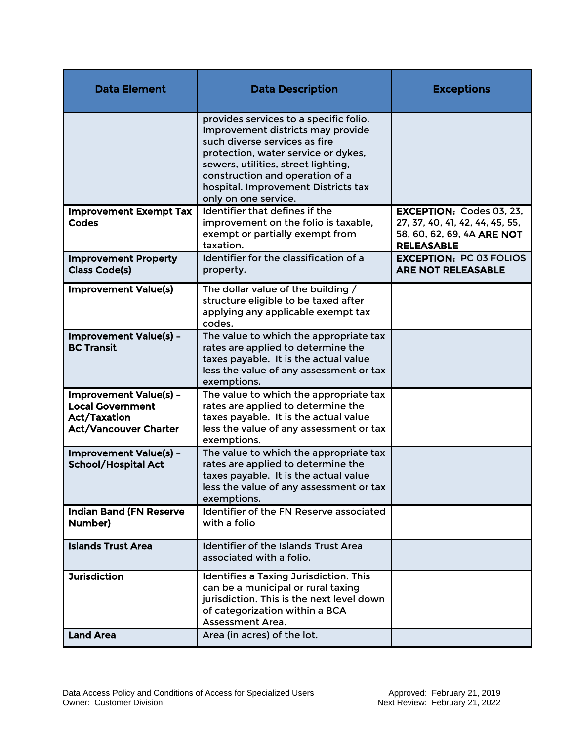| Data Element | Data Description | Exceptions |
|---|---|---|
| | provides services to a specific folio. Improvement districts may provide such diverse services as fire protection, water service or dykes, sewers, utilities, street lighting, construction and operation of a hospital. Improvement Districts tax only on one service. | |
| **Improvement Exempt Tax Codes** | Identifier that defines if the improvement on the folio is taxable, exempt or partially exempt from taxation. | **EXCEPTION:** Codes 03, 23, 27, 37, 40, 41, 42, 44, 45, 55, 58, 60, 62, 69, 4A **ARE NOT RELEASABLE** |
| **Improvement Property Class Code(s)** | Identifier for the classification of a property. | **EXCEPTION:** PC 03 FOLIOS **ARE NOT RELEASABLE** |
| **Improvement Value(s)** | The dollar value of the building / structure eligible to be taxed after applying any applicable exempt tax codes. | |
| **Improvement Value(s) – BC Transit** | The value to which the appropriate tax rates are applied to determine the taxes payable. It is the actual value less the value of any assessment or tax exemptions. | |
| **Improvement Value(s) – Local Government Act/Taxation Act/Vancouver Charter** | The value to which the appropriate tax rates are applied to determine the taxes payable. It is the actual value less the value of any assessment or tax exemptions. | |
| **Improvement Value(s) – School/Hospital Act** | The value to which the appropriate tax rates are applied to determine the taxes payable. It is the actual value less the value of any assessment or tax exemptions. | |
| **Indian Band (FN Reserve Number)** | Identifier of the FN Reserve associated with a folio | |
| **Islands Trust Area** | Identifier of the Islands Trust Area associated with a folio. | |
| **Jurisdiction** | Identifies a Taxing Jurisdiction. This can be a municipal or rural taxing jurisdiction. This is the next level down of categorization within a BCA Assessment Area. | |
| **Land Area** | Area (in acres) of the lot. | |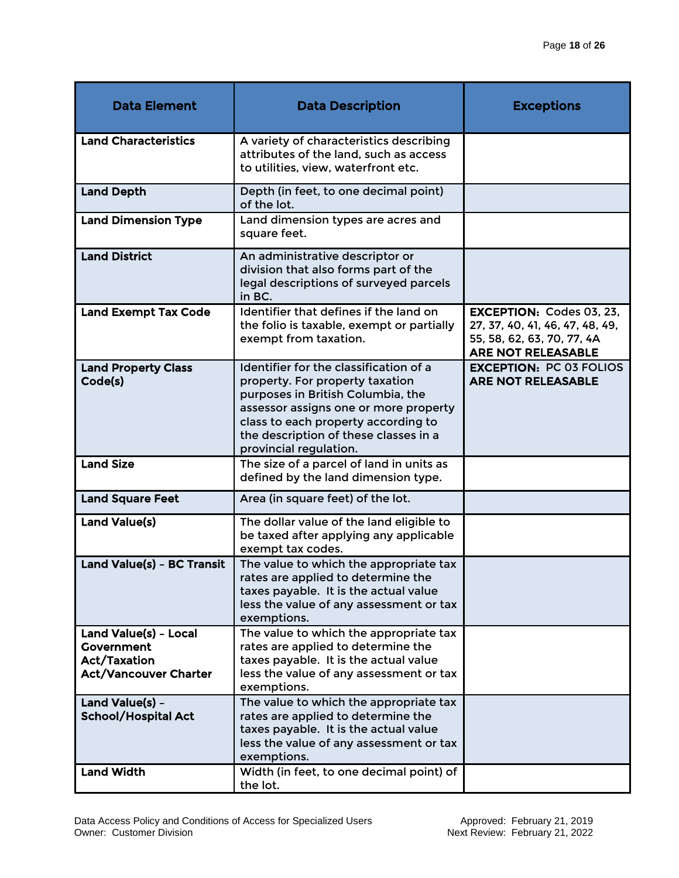| Data Element | Data Description | Exceptions |
|---|---|---|
| **Land Characteristics** | A variety of characteristics describing attributes of the land, such as access to utilities, view, waterfront etc. | |
| **Land Depth** | Depth (in feet, to one decimal point) of the lot. | |
| **Land Dimension Type** | Land dimension types are acres and square feet. | |
| **Land District** | An administrative descriptor or division that also forms part of the legal descriptions of surveyed parcels in BC. | |
| **Land Exempt Tax Code** | Identifier that defines if the land on the folio is taxable, exempt or partially exempt from taxation. | **EXCEPTION:** Codes 03, 23, 27, 37, 40, 41, 46, 47, 48, 49, 55, 58, 62, 63, 70, 77, 4A **ARE NOT RELEASABLE** |
| **Land Property Class Code(s)** | Identifier for the classification of a property. For property taxation purposes in British Columbia, the assessor assigns one or more property class to each property according to the description of these classes in a provincial regulation. | **EXCEPTION:** PC 03 FOLIOS **ARE NOT RELEASABLE** |
| **Land Size** | The size of a parcel of land in units as defined by the land dimension type. | |
| **Land Square Feet** | Area (in square feet) of the lot. | |
| **Land Value(s)** | The dollar value of the land eligible to be taxed after applying any applicable exempt tax codes. | |
| **Land Value(s) – BC Transit** | The value to which the appropriate tax rates are applied to determine the taxes payable. It is the actual value less the value of any assessment or tax exemptions. | |
| **Land Value(s) – Local Government Act/Taxation Act/Vancouver Charter** | The value to which the appropriate tax rates are applied to determine the taxes payable. It is the actual value less the value of any assessment or tax exemptions. | |
| **Land Value(s) – School/Hospital Act** | The value to which the appropriate tax rates are applied to determine the taxes payable. It is the actual value less the value of any assessment or tax exemptions. | |
| **Land Width** | Width (in feet, to one decimal point) of the lot. | |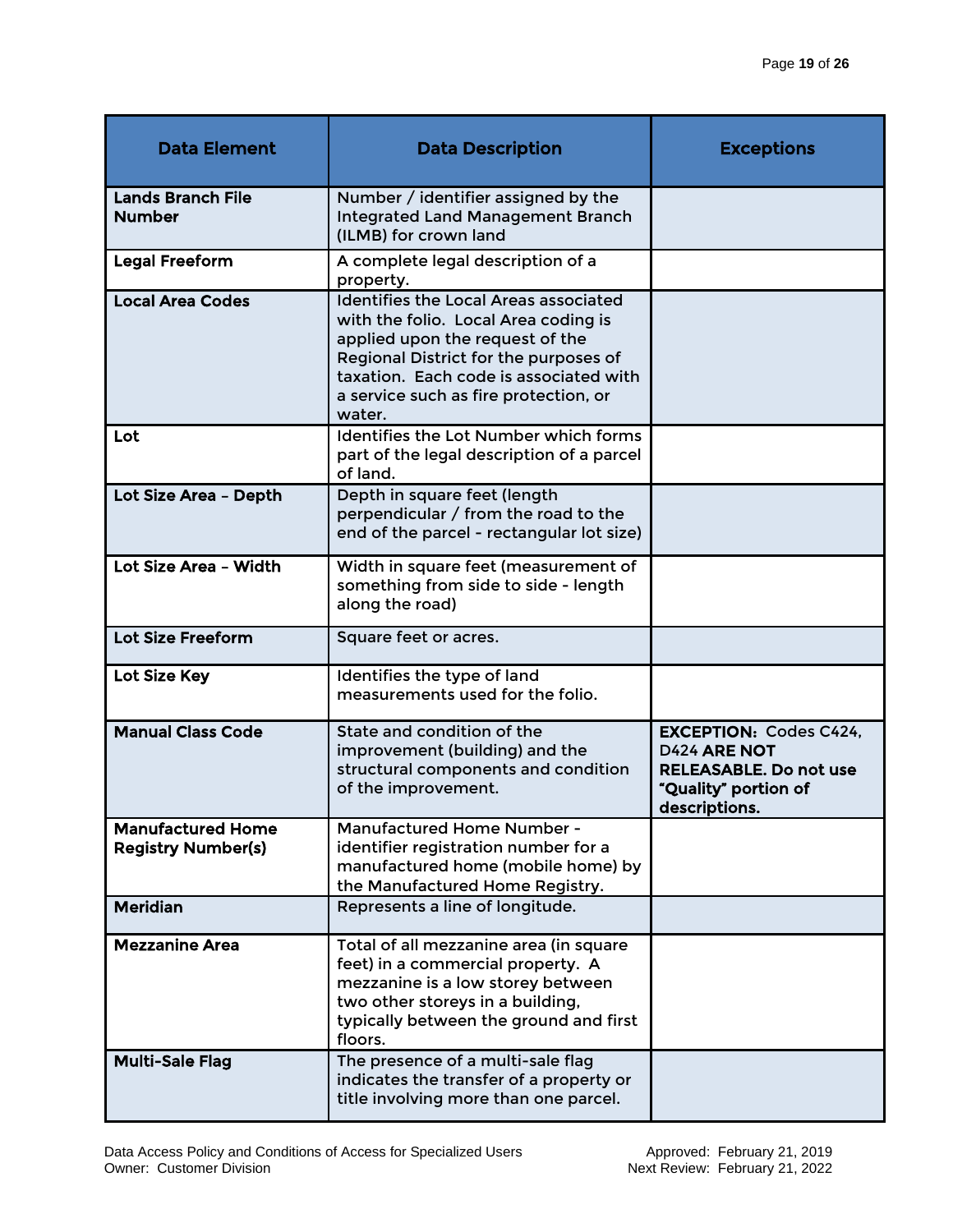| Data Element | Data Description | Exceptions |
|---|---|---|
| **Lands Branch File Number** | Number / identifier assigned by the Integrated Land Management Branch (ILMB) for crown land | |
| **Legal Freeform** | A complete legal description of a property. | |
| **Local Area Codes** | Identifies the Local Areas associated with the folio. Local Area coding is applied upon the request of the Regional District for the purposes of taxation. Each code is associated with a service such as fire protection, or water. | |
| **Lot** | Identifies the Lot Number which forms part of the legal description of a parcel of land. | |
| **Lot Size Area – Depth** | Depth in square feet (length perpendicular / from the road to the end of the parcel - rectangular lot size) | |
| **Lot Size Area – Width** | Width in square feet (measurement of something from side to side - length along the road) | |
| **Lot Size Freeform** | Square feet or acres. | |
| **Lot Size Key** | Identifies the type of land measurements used for the folio. | |
| **Manual Class Code** | State and condition of the improvement (building) and the structural components and condition of the improvement. | **EXCEPTION:** Codes C424, D424 **ARE NOT RELEASABLE. Do not use "Quality" portion of descriptions.** |
| **Manufactured Home Registry Number(s)** | Manufactured Home Number - identifier registration number for a manufactured home (mobile home) by the Manufactured Home Registry. | |
| **Meridian** | Represents a line of longitude. | |
| **Mezzanine Area** | Total of all mezzanine area (in square feet) in a commercial property. A mezzanine is a low storey between two other storeys in a building, typically between the ground and first floors. | |
| **Multi-Sale Flag** | The presence of a multi-sale flag indicates the transfer of a property or title involving more than one parcel. | |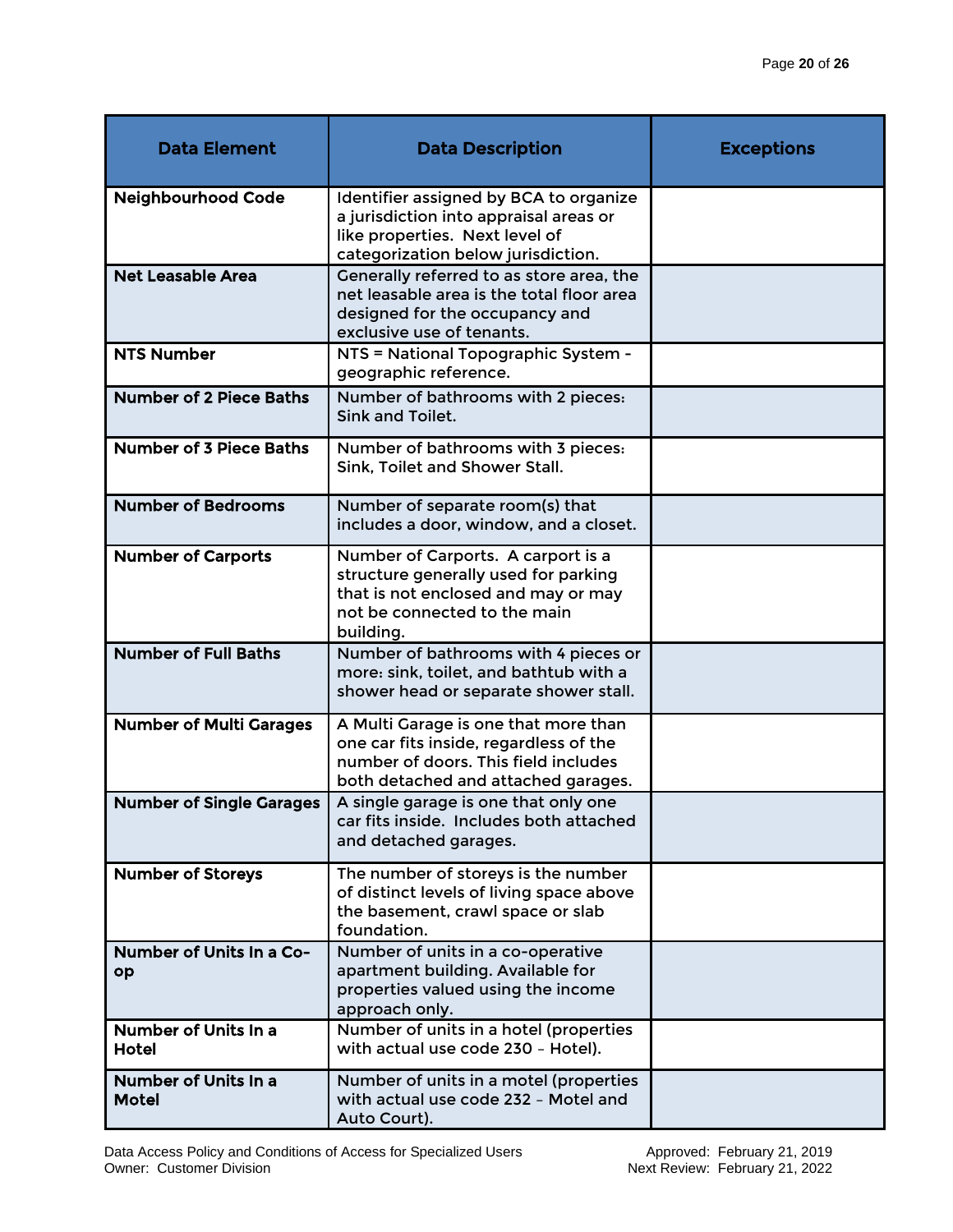| Data Element | Data Description | Exceptions |
| --- | --- | --- |
| **Neighbourhood Code** | Identifier assigned by BCA to organize a jurisdiction into appraisal areas or like properties. Next level of categorization below jurisdiction. | |
| **Net Leasable Area** | Generally referred to as store area, the net leasable area is the total floor area designed for the occupancy and exclusive use of tenants. | |
| **NTS Number** | NTS = National Topographic System - geographic reference. | |
| **Number of 2 Piece Baths** | Number of bathrooms with 2 pieces: Sink and Toilet. | |
| **Number of 3 Piece Baths** | Number of bathrooms with 3 pieces: Sink, Toilet and Shower Stall. | |
| **Number of Bedrooms** | Number of separate room(s) that includes a door, window, and a closet. | |
| **Number of Carports** | Number of Carports. A carport is a structure generally used for parking that is not enclosed and may or may not be connected to the main building. | |
| **Number of Full Baths** | Number of bathrooms with 4 pieces or more: sink, toilet, and bathtub with a shower head or separate shower stall. | |
| **Number of Multi Garages** | A Multi Garage is one that more than one car fits inside, regardless of the number of doors. This field includes both detached and attached garages. | |
| **Number of Single Garages** | A single garage is one that only one car fits inside. Includes both attached and detached garages. | |
| **Number of Storeys** | The number of storeys is the number of distinct levels of living space above the basement, crawl space or slab foundation. | |
| **Number of Units In a Co-op** | Number of units in a co-operative apartment building. Available for properties valued using the income approach only. | |
| **Number of Units In a Hotel** | Number of units in a hotel (properties with actual use code 230 – Hotel). | |
| **Number of Units In a Motel** | Number of units in a motel (properties with actual use code 232 – Motel and Auto Court). | |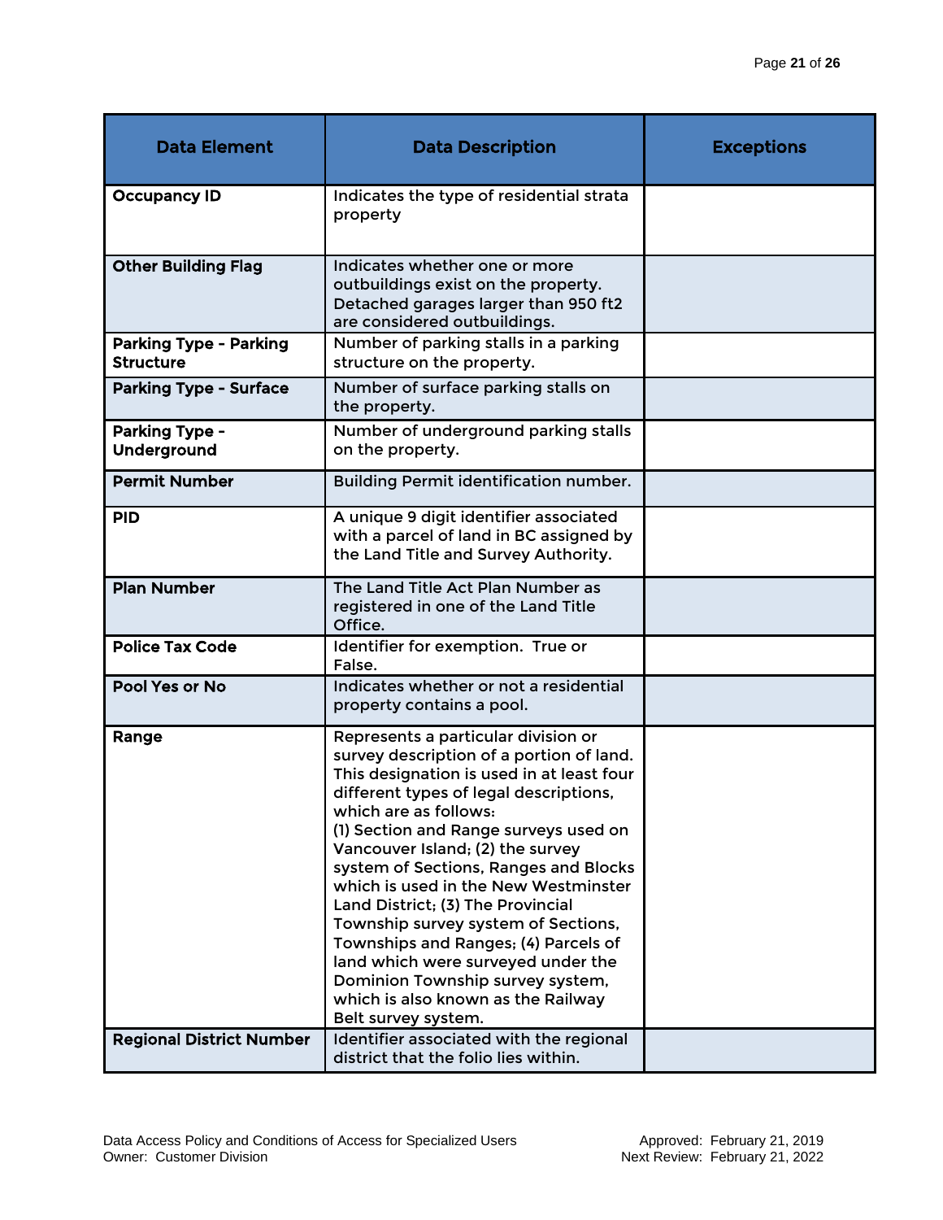| Data Element | Data Description | Exceptions |
|---|---|---|
| **Occupancy ID** | Indicates the type of residential strata property | |
| **Other Building Flag** | Indicates whether one or more outbuildings exist on the property. Detached garages larger than 950 ft2 are considered outbuildings. | |
| **Parking Type - Parking Structure** | Number of parking stalls in a parking structure on the property. | |
| **Parking Type - Surface** | Number of surface parking stalls on the property. | |
| **Parking Type - Underground** | Number of underground parking stalls on the property. | |
| **Permit Number** | Building Permit identification number. | |
| **PID** | A unique 9 digit identifier associated with a parcel of land in BC assigned by the Land Title and Survey Authority. | |
| **Plan Number** | The Land Title Act Plan Number as registered in one of the Land Title Office. | |
| **Police Tax Code** | Identifier for exemption. True or False. | |
| **Pool Yes or No** | Indicates whether or not a residential property contains a pool. | |
| **Range** | Represents a particular division or survey description of a portion of land. This designation is used in at least four different types of legal descriptions, which are as follows: (1) Section and Range surveys used on Vancouver Island; (2) the survey system of Sections, Ranges and Blocks which is used in the New Westminster Land District; (3) The Provincial Township survey system of Sections, Townships and Ranges; (4) Parcels of land which were surveyed under the Dominion Township survey system, which is also known as the Railway Belt survey system. | |
| **Regional District Number** | Identifier associated with the regional district that the folio lies within. | |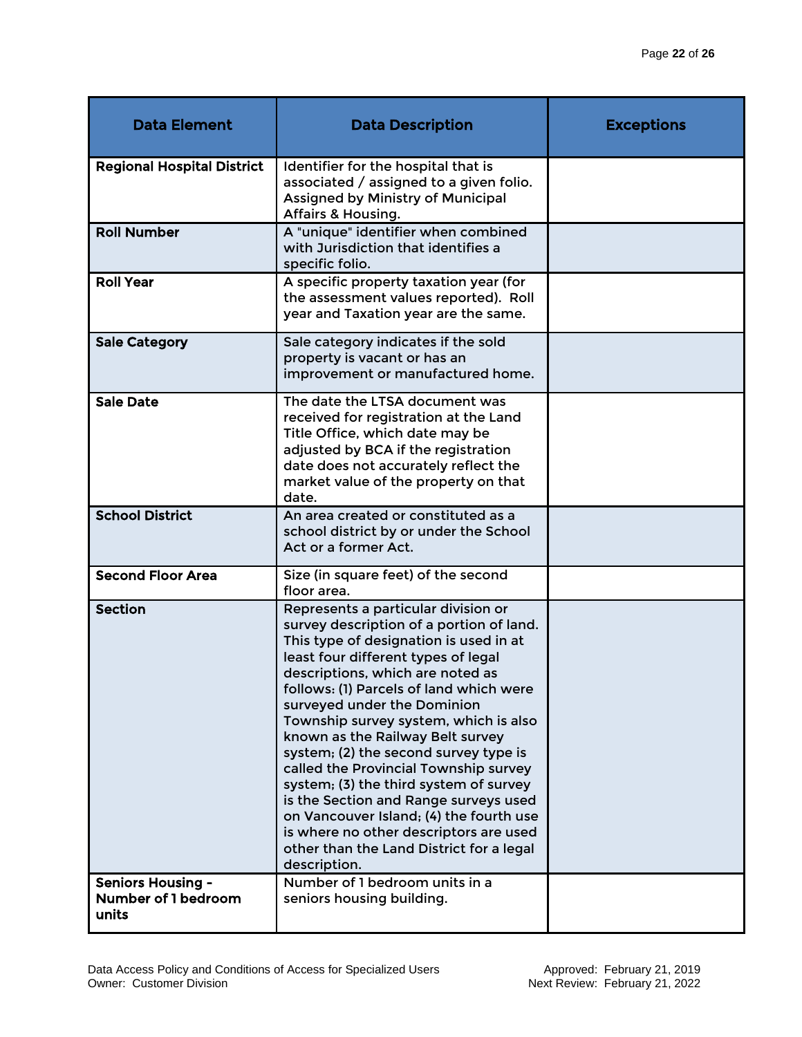| Data Element | Data Description | Exceptions |
|---|---|---|
| **Regional Hospital District** | Identifier for the hospital that is associated / assigned to a given folio. Assigned by Ministry of Municipal Affairs & Housing. | |
| **Roll Number** | A "unique" identifier when combined with Jurisdiction that identifies a specific folio. | |
| **Roll Year** | A specific property taxation year (for the assessment values reported). Roll year and Taxation year are the same. | |
| **Sale Category** | Sale category indicates if the sold property is vacant or has an improvement or manufactured home. | |
| **Sale Date** | The date the LTSA document was received for registration at the Land Title Office, which date may be adjusted by BCA if the registration date does not accurately reflect the market value of the property on that date. | |
| **School District** | An area created or constituted as a school district by or under the School Act or a former Act. | |
| **Second Floor Area** | Size (in square feet) of the second floor area. | |
| **Section** | Represents a particular division or survey description of a portion of land. This type of designation is used in at least four different types of legal descriptions, which are noted as follows: (1) Parcels of land which were surveyed under the Dominion Township survey system, which is also known as the Railway Belt survey system; (2) the second survey type is called the Provincial Township survey system; (3) the third system of survey is the Section and Range surveys used on Vancouver Island; (4) the fourth use is where no other descriptors are used other than the Land District for a legal description. | |
| **Seniors Housing - Number of 1 bedroom units** | Number of 1 bedroom units in a seniors housing building. | |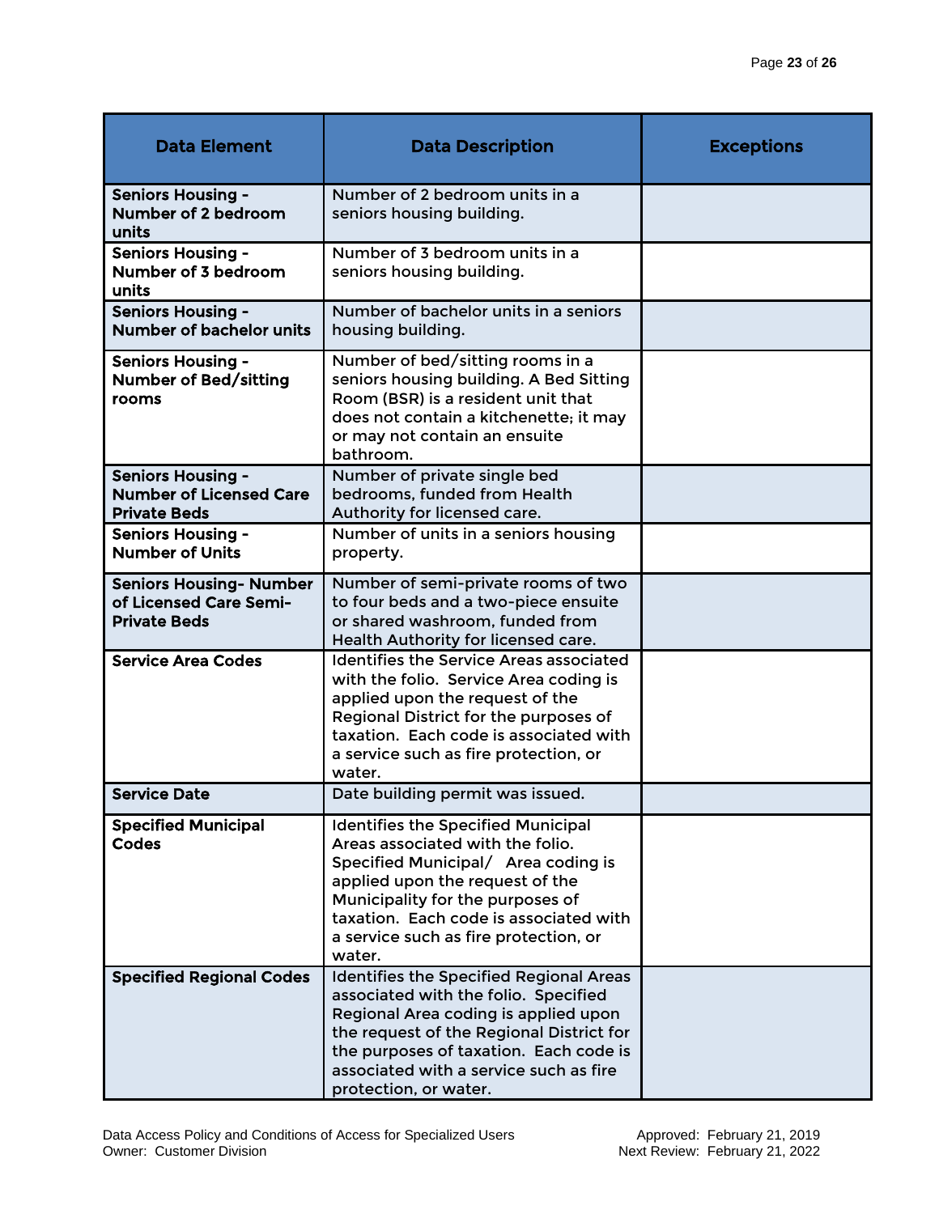| Data Element | Data Description | Exceptions |
| --- | --- | --- |
| **Seniors Housing - Number of 2 bedroom units** | Number of 2 bedroom units in a seniors housing building. | |
| **Seniors Housing - Number of 3 bedroom units** | Number of 3 bedroom units in a seniors housing building. | |
| **Seniors Housing - Number of bachelor units** | Number of bachelor units in a seniors housing building. | |
| **Seniors Housing - Number of Bed/sitting rooms** | Number of bed/sitting rooms in a seniors housing building. A Bed Sitting Room (BSR) is a resident unit that does not contain a kitchenette; it may or may not contain an ensuite bathroom. | |
| **Seniors Housing - Number of Licensed Care Private Beds** | Number of private single bed bedrooms, funded from Health Authority for licensed care. | |
| **Seniors Housing - Number of Units** | Number of units in a seniors housing property. | |
| **Seniors Housing- Number of Licensed Care Semi-Private Beds** | Number of semi-private rooms of two to four beds and a two-piece ensuite or shared washroom, funded from Health Authority for licensed care. | |
| **Service Area Codes** | Identifies the Service Areas associated with the folio. Service Area coding is applied upon the request of the Regional District for the purposes of taxation. Each code is associated with a service such as fire protection, or water. | |
| **Service Date** | Date building permit was issued. | |
| **Specified Municipal Codes** | Identifies the Specified Municipal Areas associated with the folio. Specified Municipal/ Area coding is applied upon the request of the Municipality for the purposes of taxation. Each code is associated with a service such as fire protection, or water. | |
| **Specified Regional Codes** | Identifies the Specified Regional Areas associated with the folio. Specified Regional Area coding is applied upon the request of the Regional District for the purposes of taxation. Each code is associated with a service such as fire protection, or water. | |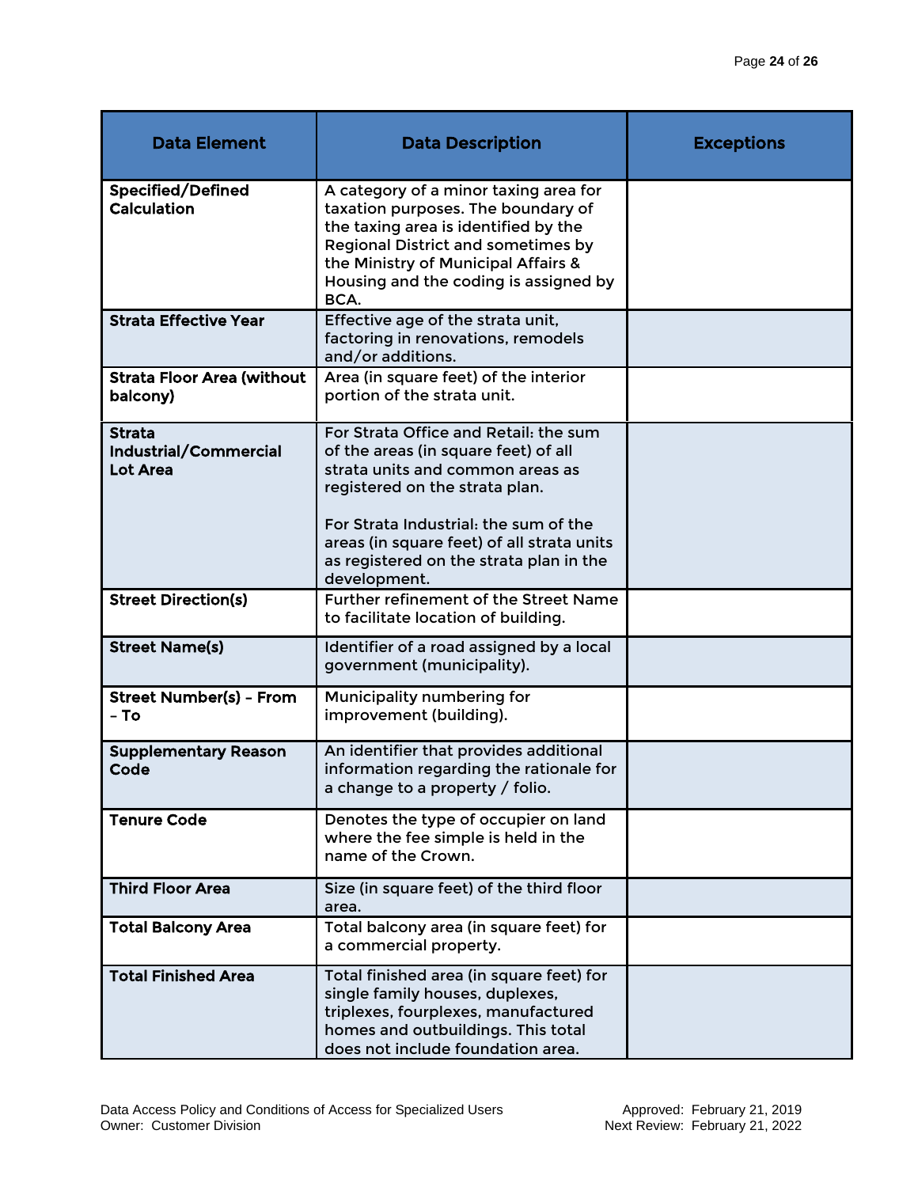| Data Element | Data Description | Exceptions |
|---|---|---|
| **Specified/Defined Calculation** | A category of a minor taxing area for taxation purposes. The boundary of the taxing area is identified by the Regional District and sometimes by the Ministry of Municipal Affairs & Housing and the coding is assigned by BCA. | |
| **Strata Effective Year** | Effective age of the strata unit, factoring in renovations, remodels and/or additions. | |
| **Strata Floor Area (without balcony)** | Area (in square feet) of the interior portion of the strata unit. | |
| **Strata Industrial/Commercial Lot Area** | For Strata Office and Retail: the sum of the areas (in square feet) of all strata units and common areas as registered on the strata plan.<br><br>For Strata Industrial: the sum of the areas (in square feet) of all strata units as registered on the strata plan in the development. | |
| **Street Direction(s)** | Further refinement of the Street Name to facilitate location of building. | |
| **Street Name(s)** | Identifier of a road assigned by a local government (municipality). | |
| **Street Number(s) - From – To** | Municipality numbering for improvement (building). | |
| **Supplementary Reason Code** | An identifier that provides additional information regarding the rationale for a change to a property / folio. | |
| **Tenure Code** | Denotes the type of occupier on land where the fee simple is held in the name of the Crown. | |
| **Third Floor Area** | Size (in square feet) of the third floor area. | |
| **Total Balcony Area** | Total balcony area (in square feet) for a commercial property. | |
| **Total Finished Area** | Total finished area (in square feet) for single family houses, duplexes, triplexes, fourplexes, manufactured homes and outbuildings. This total does not include foundation area. | |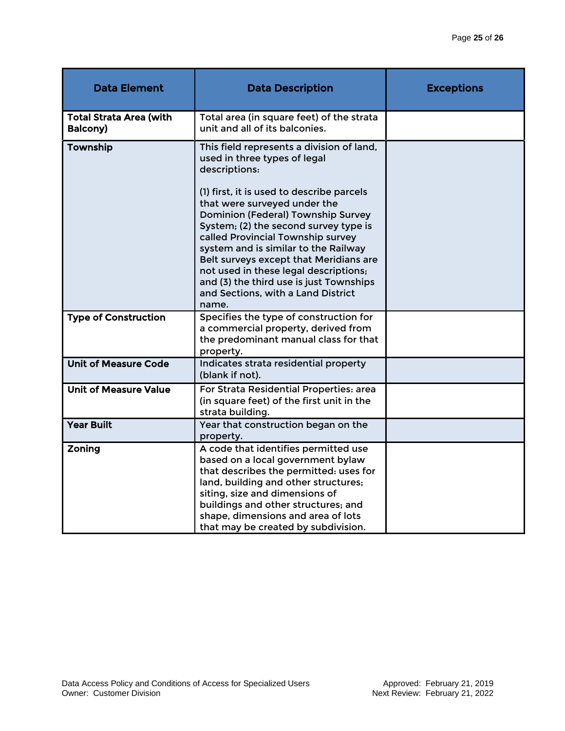| Data Element | Data Description | Exceptions |
|---|---|---|
| **Total Strata Area (with Balcony)** | Total area (in square feet) of the strata unit and all of its balconies. | |
| **Township** | This field represents a division of land, used in three types of legal descriptions:<br><br>(1) first, it is used to describe parcels that were surveyed under the Dominion (Federal) Township Survey System; (2) the second survey type is called Provincial Township survey system and is similar to the Railway Belt surveys except that Meridians are not used in these legal descriptions; and (3) the third use is just Townships and Sections, with a Land District name. | |
| **Type of Construction** | Specifies the type of construction for a commercial property, derived from the predominant manual class for that property. | |
| **Unit of Measure Code** | Indicates strata residential property (blank if not). | |
| **Unit of Measure Value** | For Strata Residential Properties: area (in square feet) of the first unit in the strata building. | |
| **Year Built** | Year that construction began on the property. | |
| **Zoning** | A code that identifies permitted use based on a local government bylaw that describes the permitted: uses for land, building and other structures; siting, size and dimensions of buildings and other structures; and shape, dimensions and area of lots that may be created by subdivision. | |